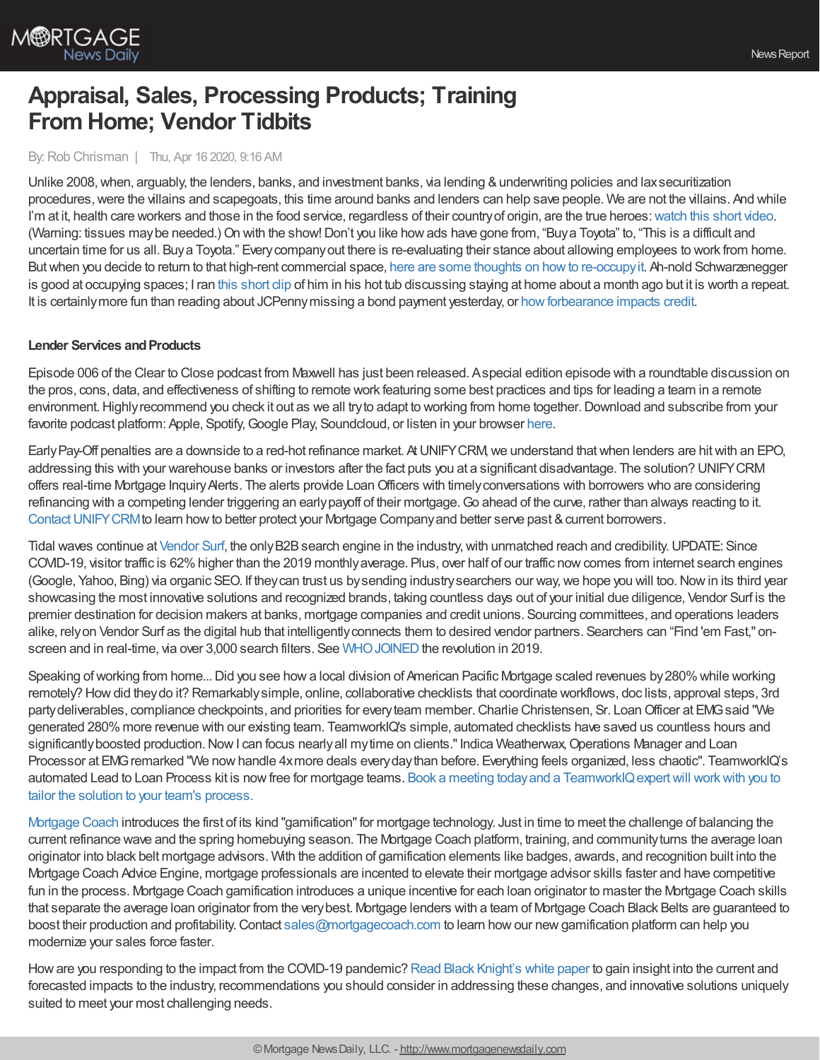# Appraisal, Sales, Processing Products; Training From Home; Vendor Tidbits

By: Rob Chrisman | Thu, Apr 16 2020, 9:16 AM

Unlike 2008, when, arguably, the lenders, banks, and investment banks, via lending & underwriting policies and lax securitization procedures, were the villains and scapegoats, this time around banks and lenders can help save people. We are not the villains. And while I'm at it, health care workers and those in the food service, regardless of their country of origin, are the true heroes: watch this short video. (Warning: tissues may be needed.) On with the show! Don't you like how ads have gone from, "Buy a Toyota" to, "This is a difficult and uncertain time for us all. Buy a Toyota." Every company out there is re-evaluating their stance about allowing employees to work from home. But when you decide to return to that high-rent commercial space, here are some thoughts on how to re-occupy it. Ah-nold Schwarzenegger is good at occupying spaces; I ran this short clip of him in his hot tub discussing staying at home about a month ago but it is worth a repeat. It is certainly more fun than reading about JCPenny missing a bond payment yesterday, or how forbearance impacts credit.

**Lender Services and Products**

Episode 006 of the Clear to Close podcast from Maxwell has just been released. A special edition episode with a roundtable discussion on the pros, cons, data, and effectiveness of shifting to remote work featuring some best practices and tips for leading a team in a remote environment. Highly recommend you check it out as we all try to adapt to working from home together. Download and subscribe from your favorite podcast platform: Apple, Spotify, Google Play, Soundcloud, or listen in your browser here.

Early Pay-Off penalties are a downside to a red-hot refinance market. At UNIFY CRM, we understand that when lenders are hit with an EPO, addressing this with your warehouse banks or investors after the fact puts you at a significant disadvantage. The solution? UNIFY CRM offers real-time Mortgage Inquiry Alerts. The alerts provide Loan Officers with timely conversations with borrowers who are considering refinancing with a competing lender triggering an early payoff of their mortgage. Go ahead of the curve, rather than always reacting to it. Contact UNIFY CRM to learn how to better protect your Mortgage Company and better serve past & current borrowers.

Tidal waves continue at Vendor Surf, the only B2B search engine in the industry, with unmatched reach and credibility. UPDATE: Since COVID-19, visitor traffic is 62% higher than the 2019 monthly average. Plus, over half of our traffic now comes from internet search engines (Google, Yahoo, Bing) via organic SEO. If they can trust us by sending industry searchers our way, we hope you will too. Now in its third year showcasing the most innovative solutions and recognized brands, taking countless days out of your initial due diligence, Vendor Surf is the premier destination for decision makers at banks, mortgage companies and credit unions. Sourcing committees, and operations leaders alike, rely on Vendor Surf as the digital hub that intelligently connects them to desired vendor partners. Searchers can "Find 'em Fast," on-screen and in real-time, via over 3,000 search filters. See WHO JOINED the revolution in 2019.

Speaking of working from home... Did you see how a local division of American Pacific Mortgage scaled revenues by 280% while working remotely? How did they do it? Remarkably simple, online, collaborative checklists that coordinate workflows, doc lists, approval steps, 3rd party deliverables, compliance checkpoints, and priorities for every team member. Charlie Christensen, Sr. Loan Officer at EMG said "We generated 280% more revenue with our existing team. TeamworkIQ's simple, automated checklists have saved us countless hours and significantly boosted production. Now I can focus nearly all my time on clients." Indica Weatherwax, Operations Manager and Loan Processor at EMG remarked "We now handle 4x more deals every day than before. Everything feels organized, less chaotic". TeamworkIQ's automated Lead to Loan Process kit is now free for mortgage teams. Book a meeting today and a TeamworkIQ expert will work with you to tailor the solution to your team's process.

Mortgage Coach introduces the first of its kind "gamification" for mortgage technology. Just in time to meet the challenge of balancing the current refinance wave and the spring homebuying season. The Mortgage Coach platform, training, and community turns the average loan originator into black belt mortgage advisors. With the addition of gamification elements like badges, awards, and recognition built into the Mortgage Coach Advice Engine, mortgage professionals are incented to elevate their mortgage advisor skills faster and have competitive fun in the process. Mortgage Coach gamification introduces a unique incentive for each loan originator to master the Mortgage Coach skills that separate the average loan originator from the very best. Mortgage lenders with a team of Mortgage Coach Black Belts are guaranteed to boost their production and profitability. Contact sales@mortgagecoach.com to learn how our new gamification platform can help you modernize your sales force faster.

How are you responding to the impact from the COVID-19 pandemic? Read Black Knight's white paper to gain insight into the current and forecasted impacts to the industry, recommendations you should consider in addressing these changes, and innovative solutions uniquely suited to meet your most challenging needs.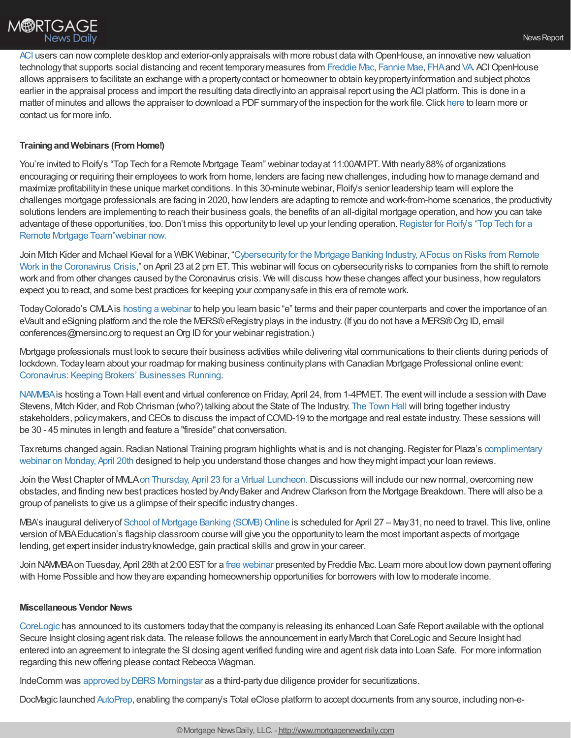ACI users can now complete desktop and exterior-only appraisals with more robust data with OpenHouse, an innovative new valuation technology that supports social distancing and recent temporary measures from Freddie Mac, Fannie Mae, FHA and VA. ACI OpenHouse allows appraisers to facilitate an exchange with a property contact or homeowner to obtain key property information and subject photos earlier in the appraisal process and import the resulting data directly into an appraisal report using the ACI platform. This is done in a matter of minutes and allows the appraiser to download a PDF summary of the inspection for the work file. Click here to learn more or contact us for more info.

**Training and Webinars (From Home!)**

You're invited to Floify's "Top Tech for a Remote Mortgage Team" webinar today at 11:00AM PT. With nearly 88% of organizations encouraging or requiring their employees to work from home, lenders are facing new challenges, including how to manage demand and maximize profitability in these unique market conditions. In this 30-minute webinar, Floify's senior leadership team will explore the challenges mortgage professionals are facing in 2020, how lenders are adapting to remote and work-from-home scenarios, the productivity solutions lenders are implementing to reach their business goals, the benefits of an all-digital mortgage operation, and how you can take advantage of these opportunities, too. Don't miss this opportunity to level up your lending operation. Register for Floify's "Top Tech for a Remote Mortgage Team"webinar now.

Join Mitch Kider and Michael Kieval for a WBK Webinar, "Cybersecurity for the Mortgage Banking Industry, A Focus on Risks from Remote Work in the Coronavirus Crisis," on April 23 at 2 pm ET. This webinar will focus on cybersecurity risks to companies from the shift to remote work and from other changes caused by the Coronavirus crisis. We will discuss how these changes affect your business, how regulators expect you to react, and some best practices for keeping your company safe in this era of remote work.

Today Colorado's CMLA is hosting a webinar to help you learn basic "e" terms and their paper counterparts and cover the importance of an eVault and eSigning platform and the role the MERS® eRegistry plays in the industry. (If you do not have a MERS® Org ID, email conferences@mersinc.org to request an Org ID for your webinar registration.)

Mortgage professionals must look to secure their business activities while delivering vital communications to their clients during periods of lockdown. Today learn about your roadmap for making business continuity plans with Canadian Mortgage Professional online event: Coronavirus: Keeping Brokers' Businesses Running.

NAMMBA is hosting a Town Hall event and virtual conference on Friday, April 24, from 1-4PM ET. The event will include a session with Dave Stevens, Mitch Kider, and Rob Chrisman (who?) talking about the State of The Industry. The Town Hall will bring together industry stakeholders, policy makers, and CEOs to discuss the impact of COVID-19 to the mortgage and real estate industry. These sessions will be 30 - 45 minutes in length and feature a "fireside" chat conversation.

Tax returns changed again. Radian National Training program highlights what is and is not changing. Register for Plaza's complimentary webinar on Monday, April 20th designed to help you understand those changes and how they might impact your loan reviews.

Join the West Chapter of MMLA on Thursday, April 23 for a Virtual Luncheon. Discussions will include our new normal, overcoming new obstacles, and finding new best practices hosted by Andy Baker and Andrew Clarkson from the Mortgage Breakdown. There will also be a group of panelists to give us a glimpse of their specific industry changes.

MBA's inaugural delivery of School of Mortgage Banking (SOMB) Online is scheduled for April 27 – May 31, no need to travel. This live, online version of MBA Education's flagship classroom course will give you the opportunity to learn the most important aspects of mortgage lending, get expert insider industry knowledge, gain practical skills and grow in your career.

Join NAMMBA on Tuesday, April 28th at 2:00 EST for a free webinar presented by Freddie Mac. Learn more about low down payment offering with Home Possible and how they are expanding homeownership opportunities for borrowers with low to moderate income.

**Miscellaneous Vendor News**

CoreLogic has announced to its customers today that the company is releasing its enhanced Loan Safe Report available with the optional Secure Insight closing agent risk data. The release follows the announcement in early March that CoreLogic and Secure Insight had entered into an agreement to integrate the SI closing agent verified funding wire and agent risk data into Loan Safe. For more information regarding this new offering please contact Rebecca Wagman.

IndeComm was approved by DBRS Morningstar as a third-party due diligence provider for securitizations.

DocMagic launched AutoPrep, enabling the company's Total eClose platform to accept documents from any source, including non-e-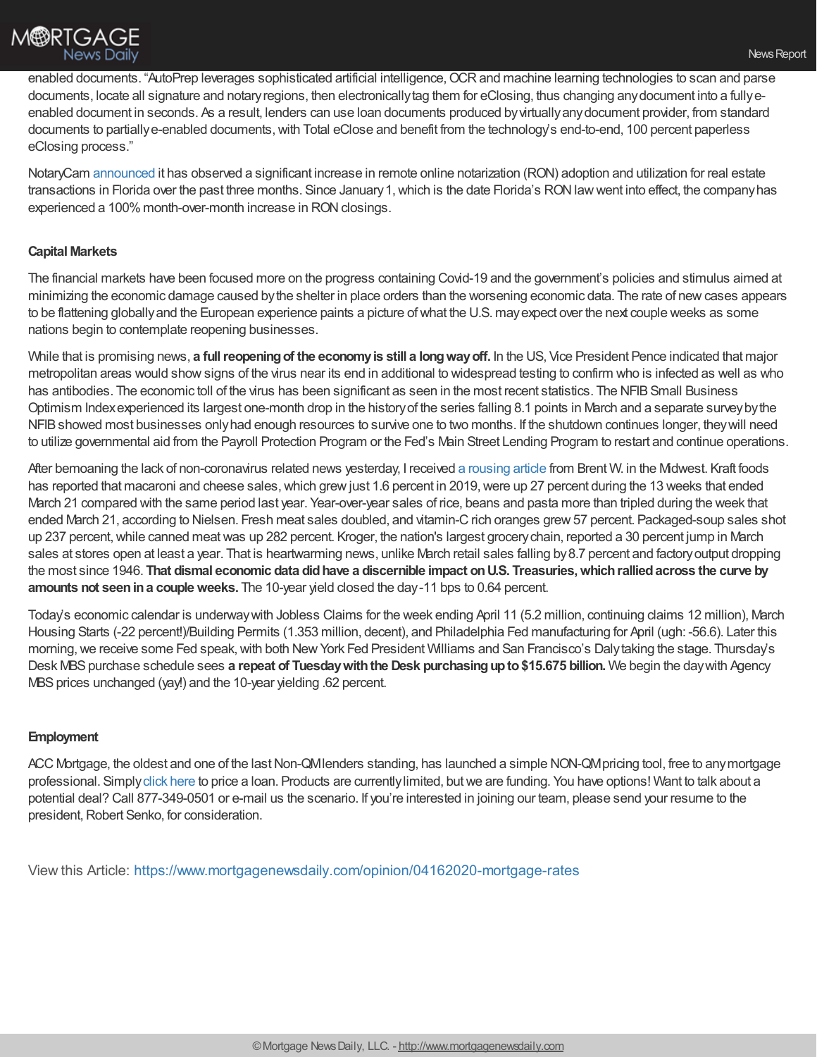enabled documents. "AutoPrep leverages sophisticated artificial intelligence, OCR and machine learning technologies to scan and parse documents, locate all signature and notary regions, then electronically tag them for eClosing, thus changing any document into a fully e-enabled document in seconds. As a result, lenders can use loan documents produced by virtually any document provider, from standard documents to partially e-enabled documents, with Total eClose and benefit from the technology's end-to-end, 100 percent paperless eClosing process."

NotaryCam announced it has observed a significant increase in remote online notarization (RON) adoption and utilization for real estate transactions in Florida over the past three months. Since January 1, which is the date Florida's RON law went into effect, the company has experienced a 100% month-over-month increase in RON closings.

### Capital Markets

The financial markets have been focused more on the progress containing Covid-19 and the government's policies and stimulus aimed at minimizing the economic damage caused by the shelter in place orders than the worsening economic data. The rate of new cases appears to be flattening globally and the European experience paints a picture of what the U.S. may expect over the next couple weeks as some nations begin to contemplate reopening businesses.

While that is promising news, **a full reopening of the economy is still a long way off.** In the US, Vice President Pence indicated that major metropolitan areas would show signs of the virus near its end in additional to widespread testing to confirm who is infected as well as who has antibodies. The economic toll of the virus has been significant as seen in the most recent statistics. The NFIB Small Business Optimism Index experienced its largest one-month drop in the history of the series falling 8.1 points in March and a separate survey by the NFIB showed most businesses only had enough resources to survive one to two months. If the shutdown continues longer, they will need to utilize governmental aid from the Payroll Protection Program or the Fed's Main Street Lending Program to restart and continue operations.

After bemoaning the lack of non-coronavirus related news yesterday, I received a rousing article from Brent W. in the Midwest. Kraft foods has reported that macaroni and cheese sales, which grew just 1.6 percent in 2019, were up 27 percent during the 13 weeks that ended March 21 compared with the same period last year. Year-over-year sales of rice, beans and pasta more than tripled during the week that ended March 21, according to Nielsen. Fresh meat sales doubled, and vitamin-C rich oranges grew 57 percent. Packaged-soup sales shot up 237 percent, while canned meat was up 282 percent. Kroger, the nation's largest grocery chain, reported a 30 percent jump in March sales at stores open at least a year. That is heartwarming news, unlike March retail sales falling by 8.7 percent and factory output dropping the most since 1946. **That dismal economic data did have a discernible impact on U.S. Treasuries, which rallied across the curve by amounts not seen in a couple weeks.** The 10-year yield closed the day -11 bps to 0.64 percent.

Today's economic calendar is underway with Jobless Claims for the week ending April 11 (5.2 million, continuing claims 12 million), March Housing Starts (-22 percent!)/Building Permits (1.353 million, decent), and Philadelphia Fed manufacturing for April (ugh: -56.6). Later this morning, we receive some Fed speak, with both New York Fed President Williams and San Francisco's Daly taking the stage. Thursday's Desk MBS purchase schedule sees **a repeat of Tuesday with the Desk purchasing up to $15.675 billion.** We begin the day with Agency MBS prices unchanged (yay!) and the 10-year yielding .62 percent.

### Employment

ACC Mortgage, the oldest and one of the last Non-QM lenders standing, has launched a simple NON-QM pricing tool, free to any mortgage professional. Simply click here to price a loan. Products are currently limited, but we are funding. You have options! Want to talk about a potential deal? Call 877-349-0501 or e-mail us the scenario. If you're interested in joining our team, please send your resume to the president, Robert Senko, for consideration.

View this Article: https://www.mortgagenewsdaily.com/opinion/04162020-mortgage-rates